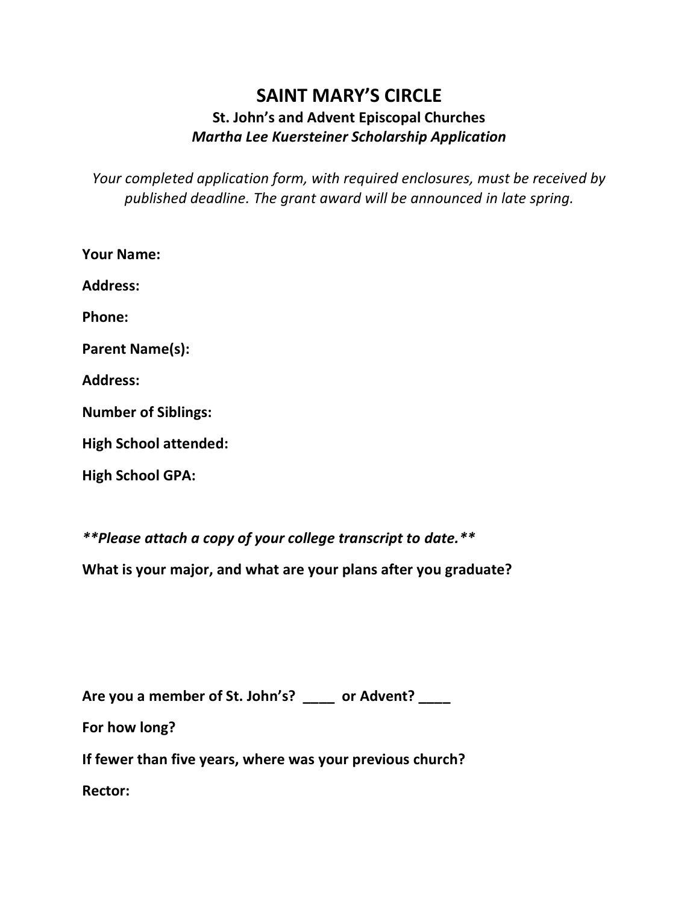# SAINT MARY'S CIRCLE

## St. John's and Advent Episcopal Churches

### *Martha Lee Kuersteiner Scholarship Application*

*Your completed application form, with required enclosures, must be received by published deadline. The grant award will be announced in late spring.*

**Your Name:**

**Address:**

**Phone:**

**Parent Name(s):**

**Address:**

**Number of Siblings:**

**High School attended:**

**High School GPA:**

***\*\*Please attach a copy of your college transcript to date.\*\****

**What is your major, and what are your plans after you graduate?**

**Are you a member of St. John's? \_\_\_\_ or Advent? \_\_\_\_**

**For how long?**

**If fewer than five years, where was your previous church?**

**Rector:**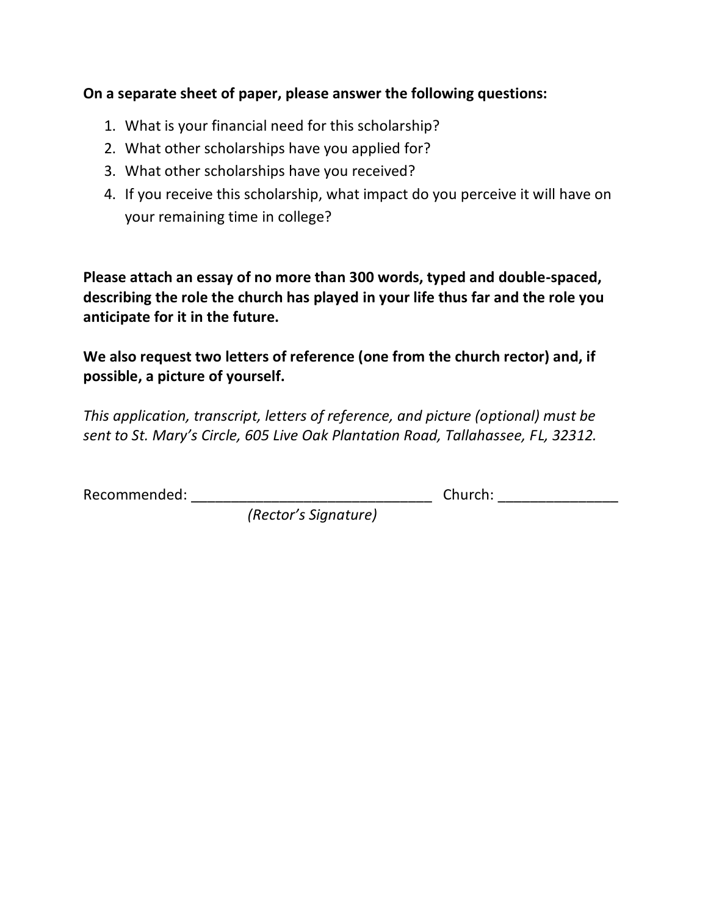**On a separate sheet of paper, please answer the following questions:**

1. What is your financial need for this scholarship?
2. What other scholarships have you applied for?
3. What other scholarships have you received?
4. If you receive this scholarship, what impact do you perceive it will have on your remaining time in college?

**Please attach an essay of no more than 300 words, typed and double-spaced, describing the role the church has played in your life thus far and the role you anticipate for it in the future.**

**We also request two letters of reference (one from the church rector) and, if possible, a picture of yourself.**

*This application, transcript, letters of reference, and picture (optional) must be sent to St. Mary's Circle, 605 Live Oak Plantation Road, Tallahassee, FL, 32312.*

Recommended: ______________________________ Church: _______________
*(Rector's Signature)*